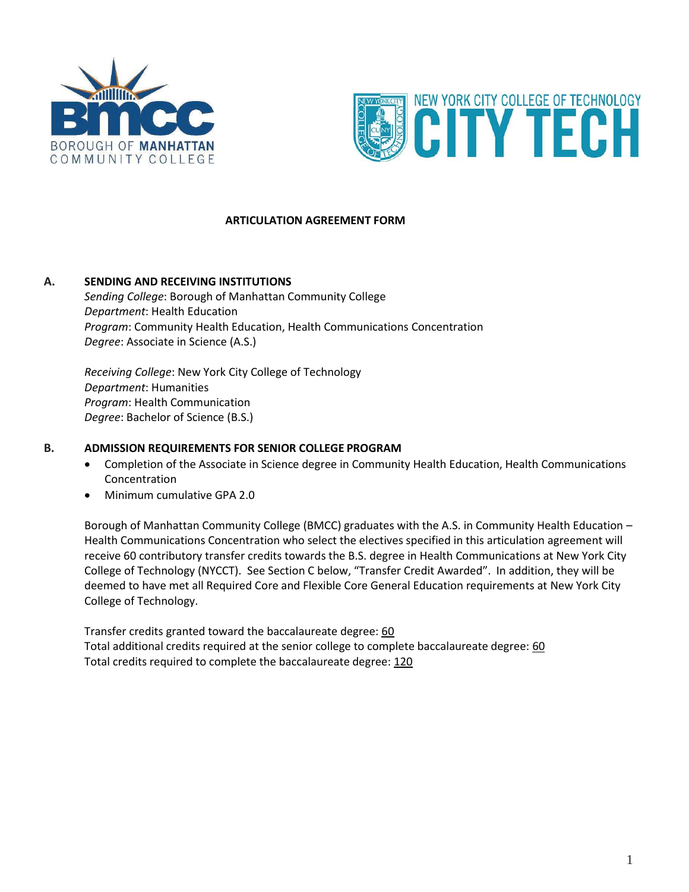# ARTICULATION AGREEMENT FORM

## A. SENDING AND RECEIVING INSTITUTIONS

*Sending College*: Borough of Manhattan Community College
*Department*: Health Education
*Program*: Community Health Education, Health Communications Concentration
*Degree*: Associate in Science (A.S.)

*Receiving College*: New York City College of Technology
*Department*: Humanities
*Program*: Health Communication
*Degree*: Bachelor of Science (B.S.)

## B. ADMISSION REQUIREMENTS FOR SENIOR COLLEGE PROGRAM

- Completion of the Associate in Science degree in Community Health Education, Health Communications Concentration
- Minimum cumulative GPA 2.0

Borough of Manhattan Community College (BMCC) graduates with the A.S. in Community Health Education – Health Communications Concentration who select the electives specified in this articulation agreement will receive 60 contributory transfer credits towards the B.S. degree in Health Communications at New York City College of Technology (NYCCT). See Section C below, "Transfer Credit Awarded". In addition, they will be deemed to have met all Required Core and Flexible Core General Education requirements at New York City College of Technology.

Transfer credits granted toward the baccalaureate degree: 60
Total additional credits required at the senior college to complete baccalaureate degree: 60
Total credits required to complete the baccalaureate degree: 120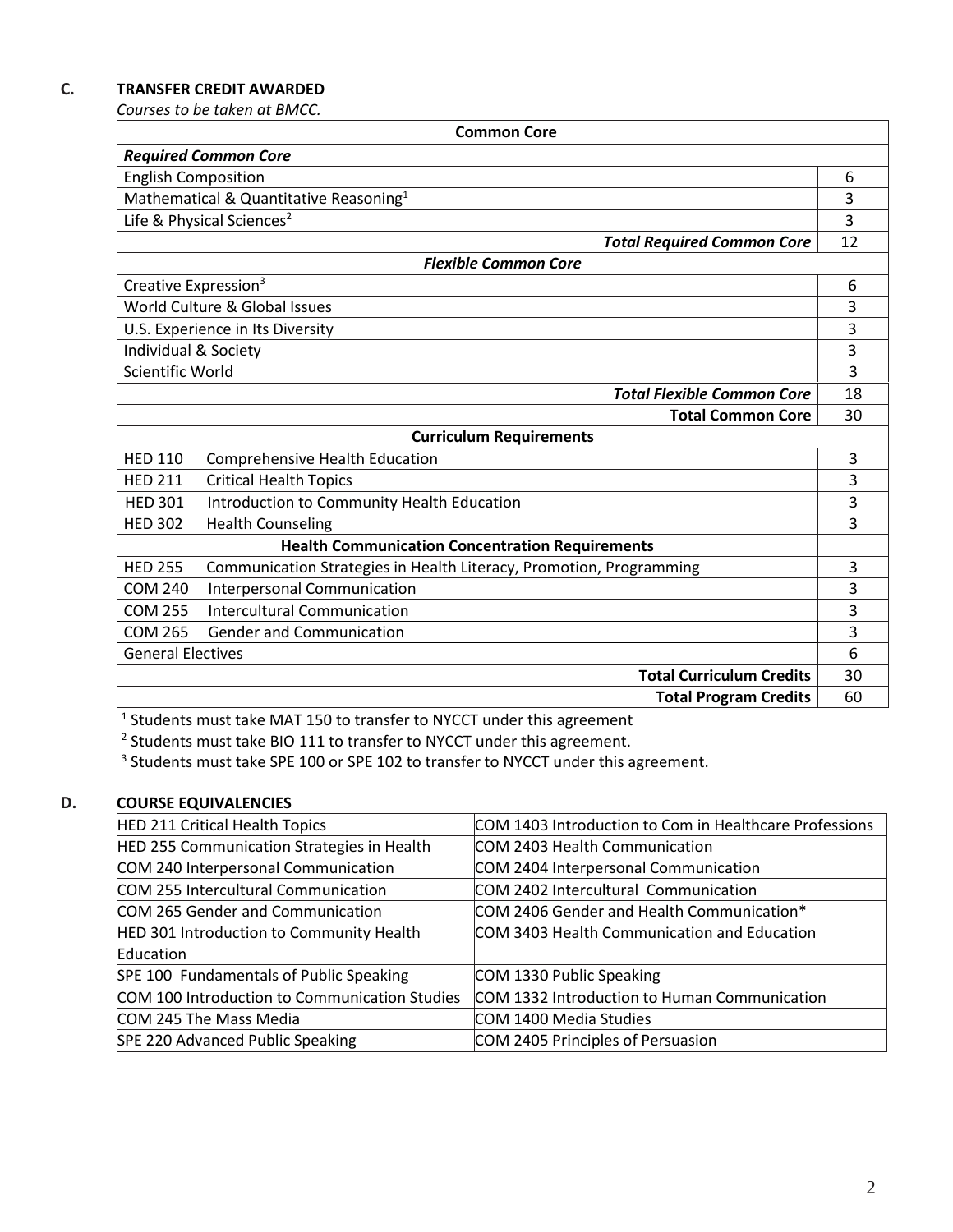## C. TRANSFER CREDIT AWARDED

*Courses to be taken at BMCC.*

| Common Core | |
|---|---|
| ***Required Common Core*** | |
| English Composition | 6 |
| Mathematical & Quantitative Reasoning[1] | 3 |
| Life & Physical Sciences[2] | 3 |
| ***Total Required Common Core*** | 12 |
| ***Flexible Common Core*** | |
| Creative Expression[3] | 6 |
| World Culture & Global Issues | 3 |
| U.S. Experience in Its Diversity | 3 |
| Individual & Society | 3 |
| Scientific World | 3 |
| ***Total Flexible Common Core*** | 18 |
| **Total Common Core** | 30 |
| **Curriculum Requirements** | |
| HED 110 Comprehensive Health Education | 3 |
| HED 211 Critical Health Topics | 3 |
| HED 301 Introduction to Community Health Education | 3 |
| HED 302 Health Counseling | 3 |
| **Health Communication Concentration Requirements** | |
| HED 255 Communication Strategies in Health Literacy, Promotion, Programming | 3 |
| COM 240 Interpersonal Communication | 3 |
| COM 255 Intercultural Communication | 3 |
| COM 265 Gender and Communication | 3 |
| General Electives | 6 |
| **Total Curriculum Credits** | 30 |
| **Total Program Credits** | 60 |

[1] Students must take MAT 150 to transfer to NYCCT under this agreement

[2] Students must take BIO 111 to transfer to NYCCT under this agreement.

[3] Students must take SPE 100 or SPE 102 to transfer to NYCCT under this agreement.

## D. COURSE EQUIVALENCIES

| BMCC Course | NYCCT Course |
|---|---|
| HED 211 Critical Health Topics | COM 1403 Introduction to Com in Healthcare Professions |
| HED 255 Communication Strategies in Health | COM 2403 Health Communication |
| COM 240 Interpersonal Communication | COM 2404 Interpersonal Communication |
| COM 255 Intercultural Communication | COM 2402 Intercultural Communication |
| COM 265 Gender and Communication | COM 2406 Gender and Health Communication* |
| HED 301 Introduction to Community Health Education | COM 3403 Health Communication and Education |
| SPE 100 Fundamentals of Public Speaking | COM 1330 Public Speaking |
| COM 100 Introduction to Communication Studies | COM 1332 Introduction to Human Communication |
| COM 245 The Mass Media | COM 1400 Media Studies |
| SPE 220 Advanced Public Speaking | COM 2405 Principles of Persuasion |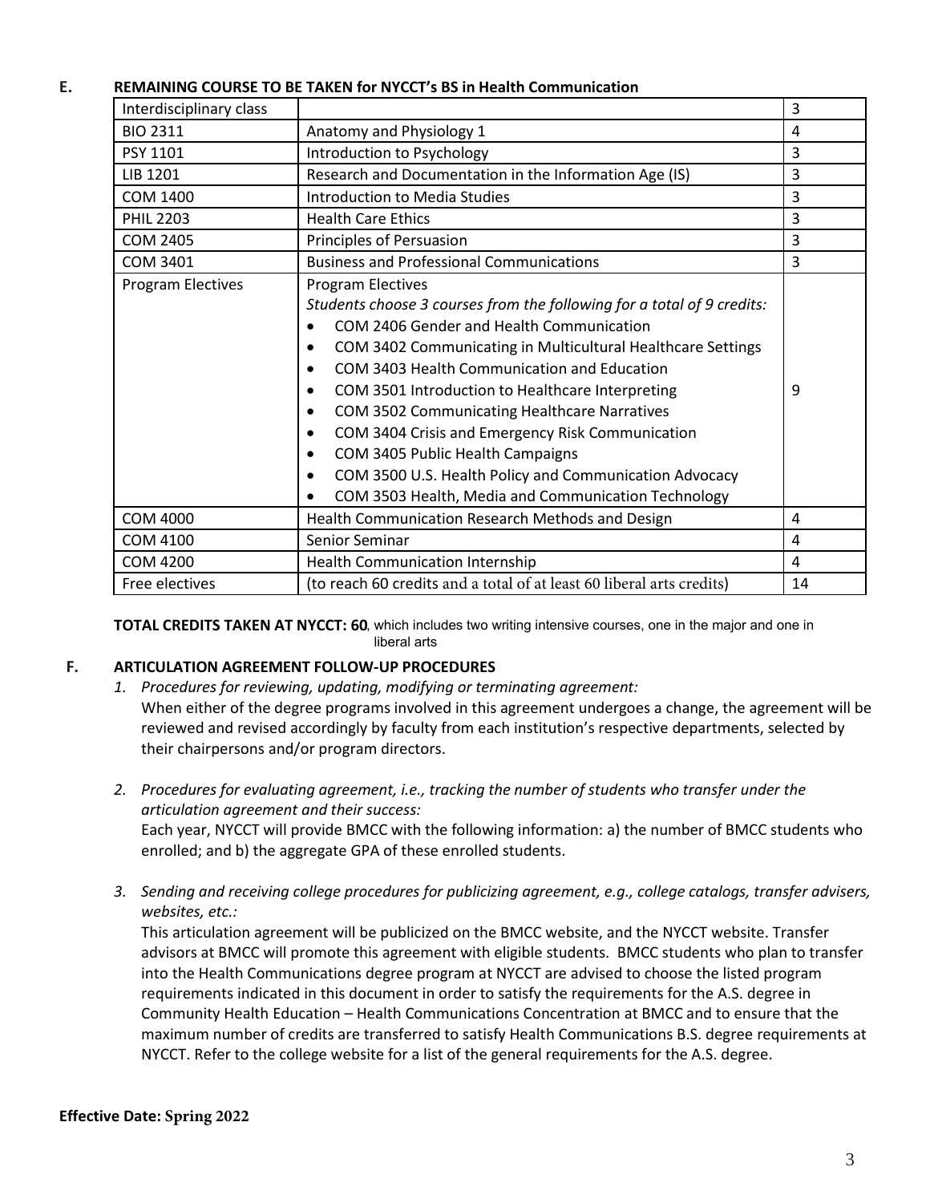### E. REMAINING COURSE TO BE TAKEN for NYCCT's BS in Health Communication

| | | |
|---|---|---|
| Interdisciplinary class | | 3 |
| BIO 2311 | Anatomy and Physiology 1 | 4 |
| PSY 1101 | Introduction to Psychology | 3 |
| LIB 1201 | Research and Documentation in the Information Age (IS) | 3 |
| COM 1400 | Introduction to Media Studies | 3 |
| PHIL 2203 | Health Care Ethics | 3 |
| COM 2405 | Principles of Persuasion | 3 |
| COM 3401 | Business and Professional Communications | 3 |
| Program Electives | Program Electives<br>*Students choose 3 courses from the following for a total of 9 credits:*<br>• COM 2406 Gender and Health Communication<br>• COM 3402 Communicating in Multicultural Healthcare Settings<br>• COM 3403 Health Communication and Education<br>• COM 3501 Introduction to Healthcare Interpreting<br>• COM 3502 Communicating Healthcare Narratives<br>• COM 3404 Crisis and Emergency Risk Communication<br>• COM 3405 Public Health Campaigns<br>• COM 3500 U.S. Health Policy and Communication Advocacy<br>• COM 3503 Health, Media and Communication Technology | 9 |
| COM 4000 | Health Communication Research Methods and Design | 4 |
| COM 4100 | Senior Seminar | 4 |
| COM 4200 | Health Communication Internship | 4 |
| Free electives | (to reach 60 credits and a total of at least 60 liberal arts credits) | 14 |

**TOTAL CREDITS TAKEN AT NYCCT: 60**, which includes two writing intensive courses, one in the major and one in liberal arts

### F. ARTICULATION AGREEMENT FOLLOW-UP PROCEDURES

1. *Procedures for reviewing, updating, modifying or terminating agreement:*
   When either of the degree programs involved in this agreement undergoes a change, the agreement will be reviewed and revised accordingly by faculty from each institution's respective departments, selected by their chairpersons and/or program directors.

2. *Procedures for evaluating agreement, i.e., tracking the number of students who transfer under the articulation agreement and their success:*
   Each year, NYCCT will provide BMCC with the following information: a) the number of BMCC students who enrolled; and b) the aggregate GPA of these enrolled students.

3. *Sending and receiving college procedures for publicizing agreement, e.g., college catalogs, transfer advisers, websites, etc.:*
   This articulation agreement will be publicized on the BMCC website, and the NYCCT website. Transfer advisors at BMCC will promote this agreement with eligible students. BMCC students who plan to transfer into the Health Communications degree program at NYCCT are advised to choose the listed program requirements indicated in this document in order to satisfy the requirements for the A.S. degree in Community Health Education – Health Communications Concentration at BMCC and to ensure that the maximum number of credits are transferred to satisfy Health Communications B.S. degree requirements at NYCCT. Refer to the college website for a list of the general requirements for the A.S. degree.

**Effective Date: Spring 2022**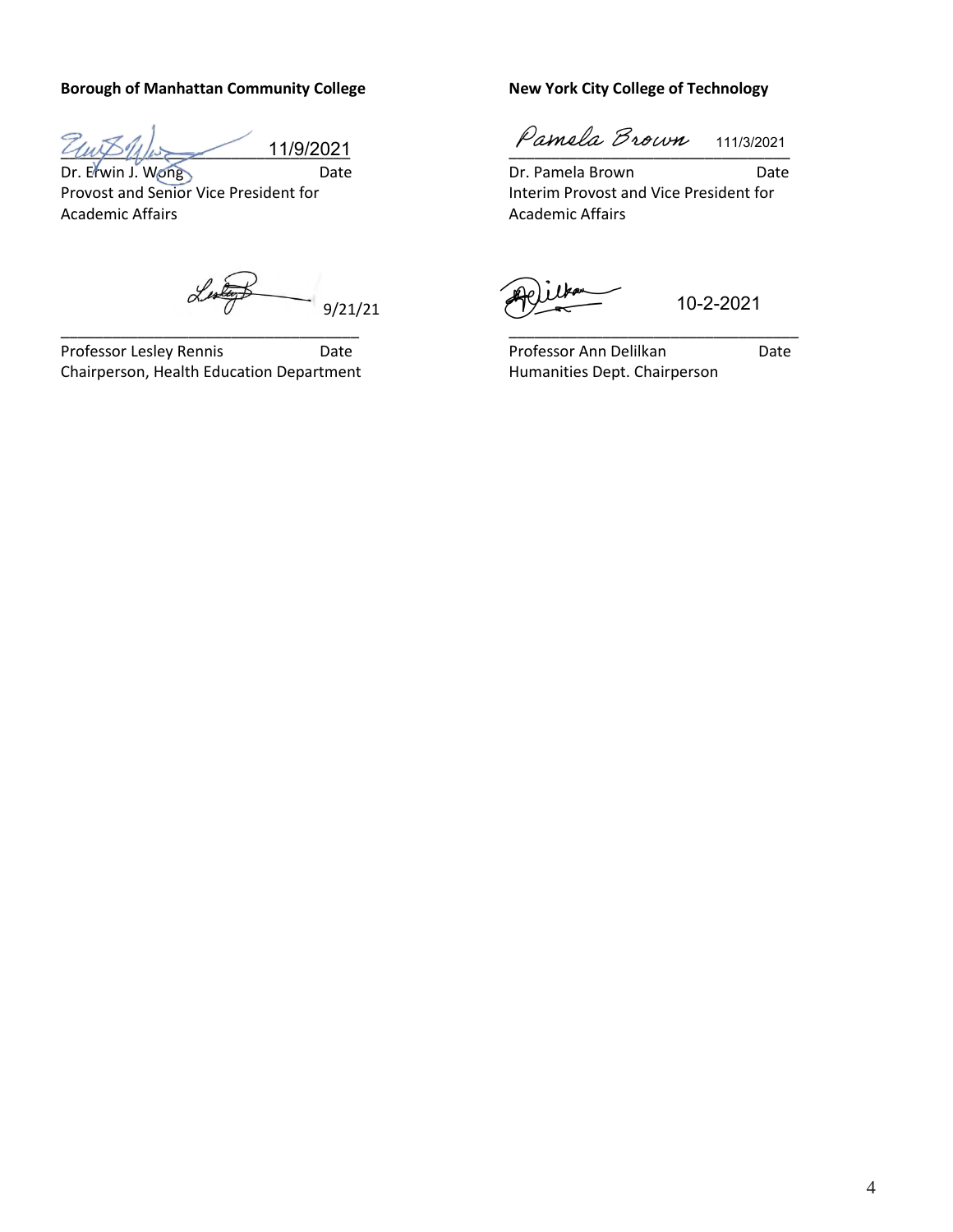**Borough of Manhattan Community College**

11/9/2021

Dr. Erwin J. Wong — Date

Provost and Senior Vice President for Academic Affairs

9/21/21

Professor Lesley Rennis — Date

Chairperson, Health Education Department

**New York City College of Technology**

Pamela Brown — 111/3/2021

Dr. Pamela Brown — Date

Interim Provost and Vice President for Academic Affairs

10-2-2021

Professor Ann Delilkan — Date

Humanities Dept. Chairperson